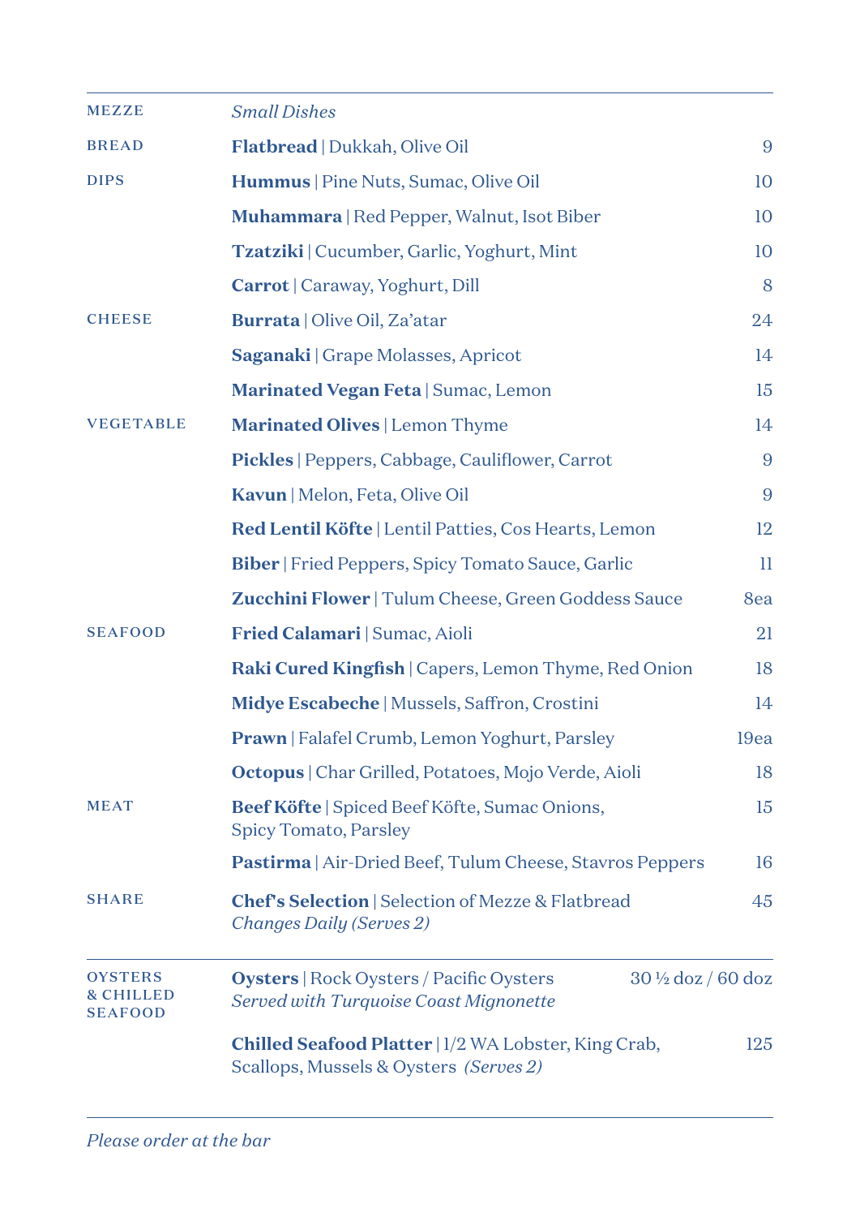| | | |
|---|---|---|
| MEZZE | *Small Dishes* | |
| BREAD | **Flatbread** \| Dukkah, Olive Oil | 9 |
| DIPS | **Hummus** \| Pine Nuts, Sumac, Olive Oil | 10 |
| | **Muhammara** \| Red Pepper, Walnut, Isot Biber | 10 |
| | **Tzatziki** \| Cucumber, Garlic, Yoghurt, Mint | 10 |
| | **Carrot** \| Caraway, Yoghurt, Dill | 8 |
| CHEESE | **Burrata** \| Olive Oil, Za'atar | 24 |
| | **Saganaki** \| Grape Molasses, Apricot | 14 |
| | **Marinated Vegan Feta** \| Sumac, Lemon | 15 |
| VEGETABLE | **Marinated Olives** \| Lemon Thyme | 14 |
| | **Pickles** \| Peppers, Cabbage, Cauliflower, Carrot | 9 |
| | **Kavun** \| Melon, Feta, Olive Oil | 9 |
| | **Red Lentil Köfte** \| Lentil Patties, Cos Hearts, Lemon | 12 |
| | **Biber** \| Fried Peppers, Spicy Tomato Sauce, Garlic | 11 |
| | **Zucchini Flower** \| Tulum Cheese, Green Goddess Sauce | 8ea |
| SEAFOOD | **Fried Calamari** \| Sumac, Aioli | 21 |
| | **Raki Cured Kingfish** \| Capers, Lemon Thyme, Red Onion | 18 |
| | **Midye Escabeche** \| Mussels, Saffron, Crostini | 14 |
| | **Prawn** \| Falafel Crumb, Lemon Yoghurt, Parsley | 19ea |
| | **Octopus** \| Char Grilled, Potatoes, Mojo Verde, Aioli | 18 |
| MEAT | **Beef Köfte** \| Spiced Beef Köfte, Sumac Onions, Spicy Tomato, Parsley | 15 |
| | **Pastirma** \| Air-Dried Beef, Tulum Cheese, Stavros Peppers | 16 |
| SHARE | **Chef's Selection** \| Selection of Mezze & Flatbread *Changes Daily (Serves 2)* | 45 |

| | | |
|---|---|---|
| OYSTERS & CHILLED SEAFOOD | **Oysters** \| Rock Oysters / Pacific Oysters *Served with Turquoise Coast Mignonette* | 30 ½ doz / 60 doz |
| | **Chilled Seafood Platter** \| 1/2 WA Lobster, King Crab, Scallops, Mussels & Oysters *(Serves 2)* | 125 |

*Please order at the bar*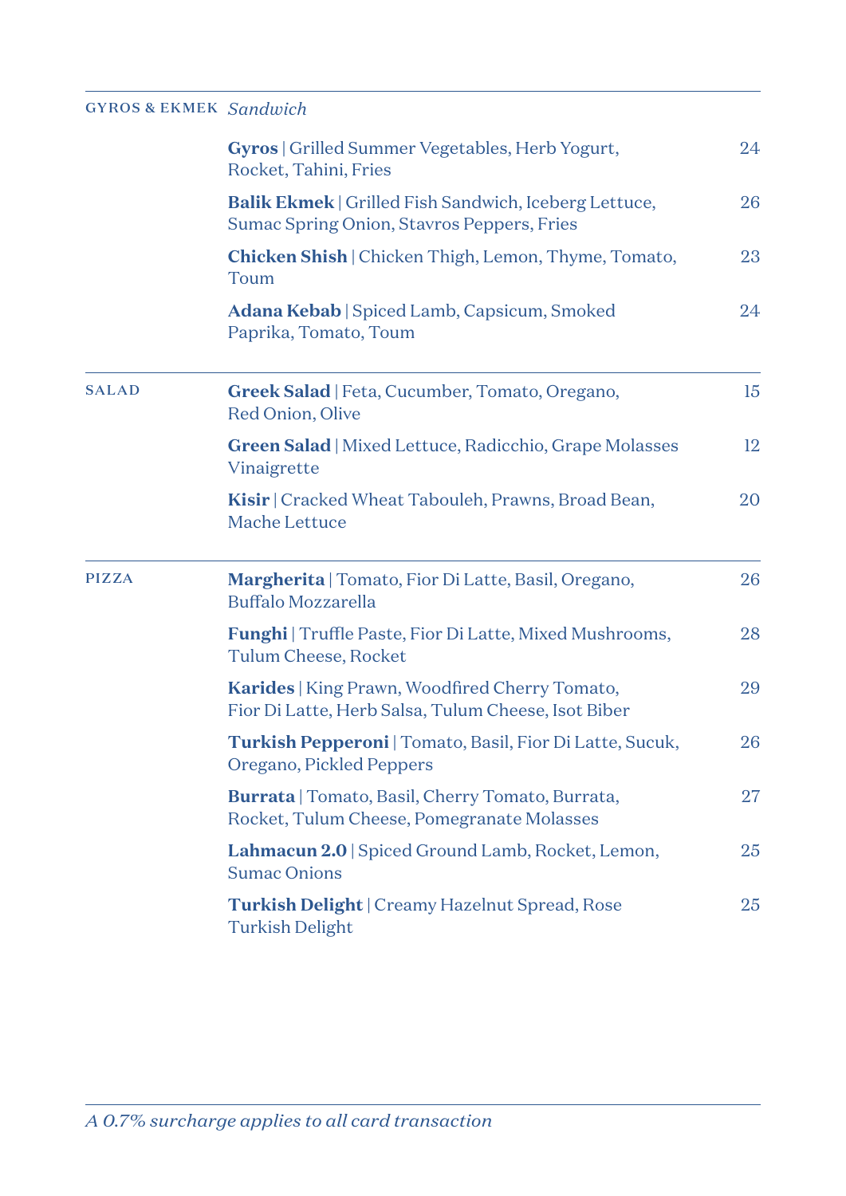## GYROS & EKMEK *Sandwich*

**Gyros** | Grilled Summer Vegetables, Herb Yogurt, Rocket, Tahini, Fries — 24

**Balik Ekmek** | Grilled Fish Sandwich, Iceberg Lettuce, Sumac Spring Onion, Stavros Peppers, Fries — 26

**Chicken Shish** | Chicken Thigh, Lemon, Thyme, Tomato, Toum — 23

**Adana Kebab** | Spiced Lamb, Capsicum, Smoked Paprika, Tomato, Toum — 24

## SALAD

**Greek Salad** | Feta, Cucumber, Tomato, Oregano, Red Onion, Olive — 15

**Green Salad** | Mixed Lettuce, Radicchio, Grape Molasses Vinaigrette — 12

**Kisir** | Cracked Wheat Tabouleh, Prawns, Broad Bean, Mache Lettuce — 20

## PIZZA

**Margherita** | Tomato, Fior Di Latte, Basil, Oregano, Buffalo Mozzarella — 26

**Funghi** | Truffle Paste, Fior Di Latte, Mixed Mushrooms, Tulum Cheese, Rocket — 28

**Karides** | King Prawn, Woodfired Cherry Tomato, Fior Di Latte, Herb Salsa, Tulum Cheese, Isot Biber — 29

**Turkish Pepperoni** | Tomato, Basil, Fior Di Latte, Sucuk, Oregano, Pickled Peppers — 26

**Burrata** | Tomato, Basil, Cherry Tomato, Burrata, Rocket, Tulum Cheese, Pomegranate Molasses — 27

**Lahmacun 2.0** | Spiced Ground Lamb, Rocket, Lemon, Sumac Onions — 25

**Turkish Delight** | Creamy Hazelnut Spread, Rose Turkish Delight — 25

*A 0.7% surcharge applies to all card transaction*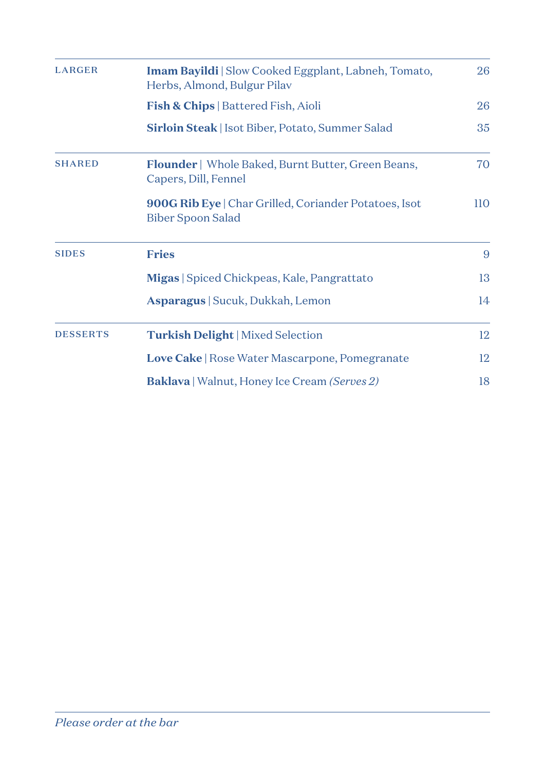| | | |
|---|---|---|
| LARGER | **Imam Bayildi** \| Slow Cooked Eggplant, Labneh, Tomato, Herbs, Almond, Bulgur Pilav | 26 |
| | **Fish & Chips** \| Battered Fish, Aioli | 26 |
| | **Sirloin Steak** \| Isot Biber, Potato, Summer Salad | 35 |
| SHARED | **Flounder** \| Whole Baked, Burnt Butter, Green Beans, Capers, Dill, Fennel | 70 |
| | **900G Rib Eye** \| Char Grilled, Coriander Potatoes, Isot Biber Spoon Salad | 110 |
| SIDES | **Fries** | 9 |
| | **Migas** \| Spiced Chickpeas, Kale, Pangrattato | 13 |
| | **Asparagus** \| Sucuk, Dukkah, Lemon | 14 |
| DESSERTS | **Turkish Delight** \| Mixed Selection | 12 |
| | **Love Cake** \| Rose Water Mascarpone, Pomegranate | 12 |
| | **Baklava** \| Walnut, Honey Ice Cream *(Serves 2)* | 18 |

*Please order at the bar*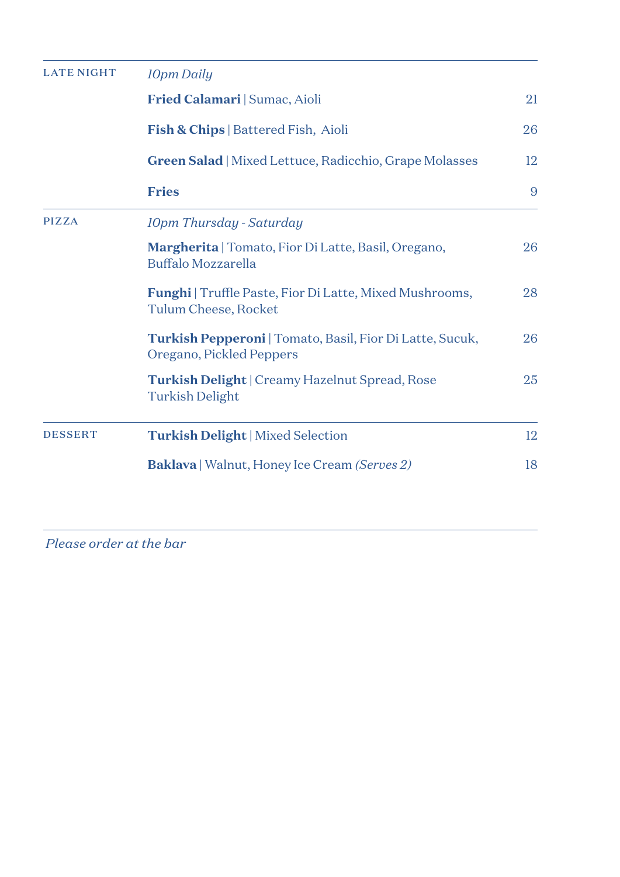## LATE NIGHT

*10pm Daily*

| Item | Price |
|---|---|
| **Fried Calamari** \| Sumac, Aioli | 21 |
| **Fish & Chips** \| Battered Fish, Aioli | 26 |
| **Green Salad** \| Mixed Lettuce, Radicchio, Grape Molasses | 12 |
| **Fries** | 9 |

## PIZZA

*10pm Thursday - Saturday*

| Item | Price |
|---|---|
| **Margherita** \| Tomato, Fior Di Latte, Basil, Oregano, Buffalo Mozzarella | 26 |
| **Funghi** \| Truffle Paste, Fior Di Latte, Mixed Mushrooms, Tulum Cheese, Rocket | 28 |
| **Turkish Pepperoni** \| Tomato, Basil, Fior Di Latte, Sucuk, Oregano, Pickled Peppers | 26 |
| **Turkish Delight** \| Creamy Hazelnut Spread, Rose Turkish Delight | 25 |

## DESSERT

| Item | Price |
|---|---|
| **Turkish Delight** \| Mixed Selection | 12 |
| **Baklava** \| Walnut, Honey Ice Cream *(Serves 2)* | 18 |

*Please order at the bar*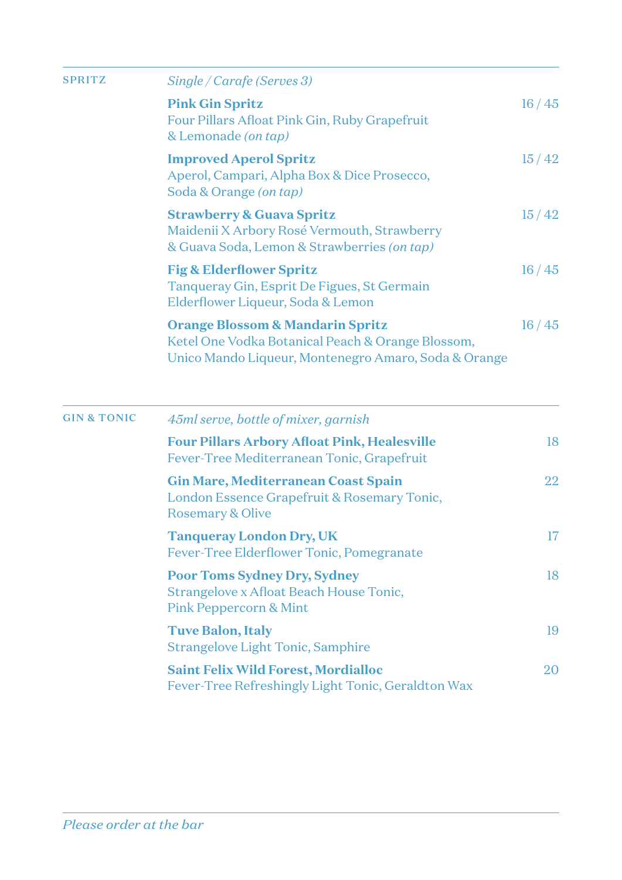## SPRITZ

*Single / Carafe (Serves 3)*

**Pink Gin Spritz** — 16 / 45
Four Pillars Afloat Pink Gin, Ruby Grapefruit & Lemonade *(on tap)*

**Improved Aperol Spritz** — 15 / 42
Aperol, Campari, Alpha Box & Dice Prosecco, Soda & Orange *(on tap)*

**Strawberry & Guava Spritz** — 15 / 42
Maidenii X Arbory Rosé Vermouth, Strawberry & Guava Soda, Lemon & Strawberries *(on tap)*

**Fig & Elderflower Spritz** — 16 / 45
Tanqueray Gin, Esprit De Figues, St Germain Elderflower Liqueur, Soda & Lemon

**Orange Blossom & Mandarin Spritz** — 16 / 45
Ketel One Vodka Botanical Peach & Orange Blossom, Unico Mando Liqueur, Montenegro Amaro, Soda & Orange

## GIN & TONIC

*45ml serve, bottle of mixer, garnish*

**Four Pillars Arbory Afloat Pink, Healesville** — 18
Fever-Tree Mediterranean Tonic, Grapefruit

**Gin Mare, Mediterranean Coast Spain** — 22
London Essence Grapefruit & Rosemary Tonic, Rosemary & Olive

**Tanqueray London Dry, UK** — 17
Fever-Tree Elderflower Tonic, Pomegranate

**Poor Toms Sydney Dry, Sydney** — 18
Strangelove x Afloat Beach House Tonic, Pink Peppercorn & Mint

**Tuve Balon, Italy** — 19
Strangelove Light Tonic, Samphire

**Saint Felix Wild Forest, Mordialloc** — 20
Fever-Tree Refreshingly Light Tonic, Geraldton Wax

*Please order at the bar*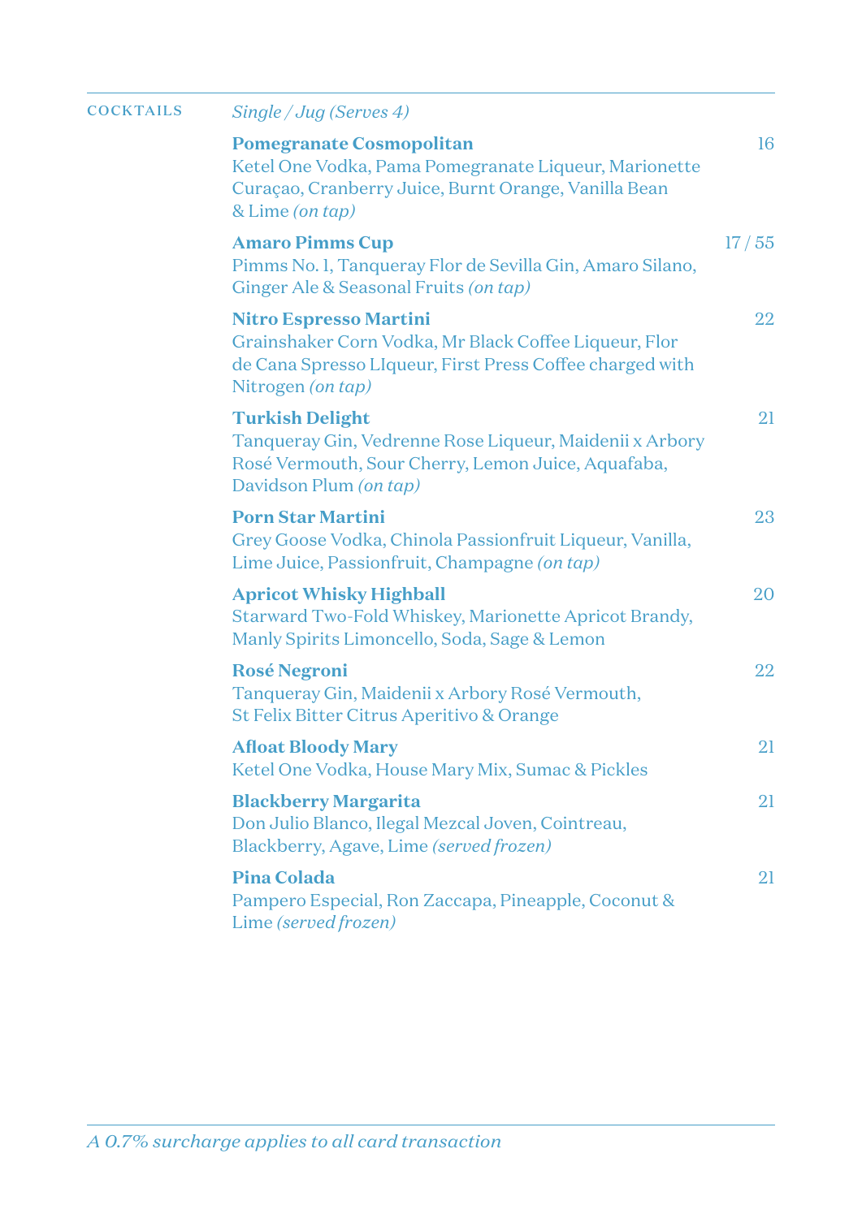## COCKTAILS

*Single / Jug (Serves 4)*

**Pomegranate Cosmopolitan** — 16
Ketel One Vodka, Pama Pomegranate Liqueur, Marionette Curaçao, Cranberry Juice, Burnt Orange, Vanilla Bean & Lime *(on tap)*

**Amaro Pimms Cup** — 17 / 55
Pimms No. 1, Tanqueray Flor de Sevilla Gin, Amaro Silano, Ginger Ale & Seasonal Fruits *(on tap)*

**Nitro Espresso Martini** — 22
Grainshaker Corn Vodka, Mr Black Coffee Liqueur, Flor de Cana Spresso LIqueur, First Press Coffee charged with Nitrogen *(on tap)*

**Turkish Delight** — 21
Tanqueray Gin, Vedrenne Rose Liqueur, Maidenii x Arbory Rosé Vermouth, Sour Cherry, Lemon Juice, Aquafaba, Davidson Plum *(on tap)*

**Porn Star Martini** — 23
Grey Goose Vodka, Chinola Passionfruit Liqueur, Vanilla, Lime Juice, Passionfruit, Champagne *(on tap)*

**Apricot Whisky Highball** — 20
Starward Two-Fold Whiskey, Marionette Apricot Brandy, Manly Spirits Limoncello, Soda, Sage & Lemon

**Rosé Negroni** — 22
Tanqueray Gin, Maidenii x Arbory Rosé Vermouth, St Felix Bitter Citrus Aperitivo & Orange

**Afloat Bloody Mary** — 21
Ketel One Vodka, House Mary Mix, Sumac & Pickles

**Blackberry Margarita** — 21
Don Julio Blanco, Ilegal Mezcal Joven, Cointreau, Blackberry, Agave, Lime *(served frozen)*

**Pina Colada** — 21
Pampero Especial, Ron Zaccapa, Pineapple, Coconut & Lime *(served frozen)*

*A 0.7% surcharge applies to all card transaction*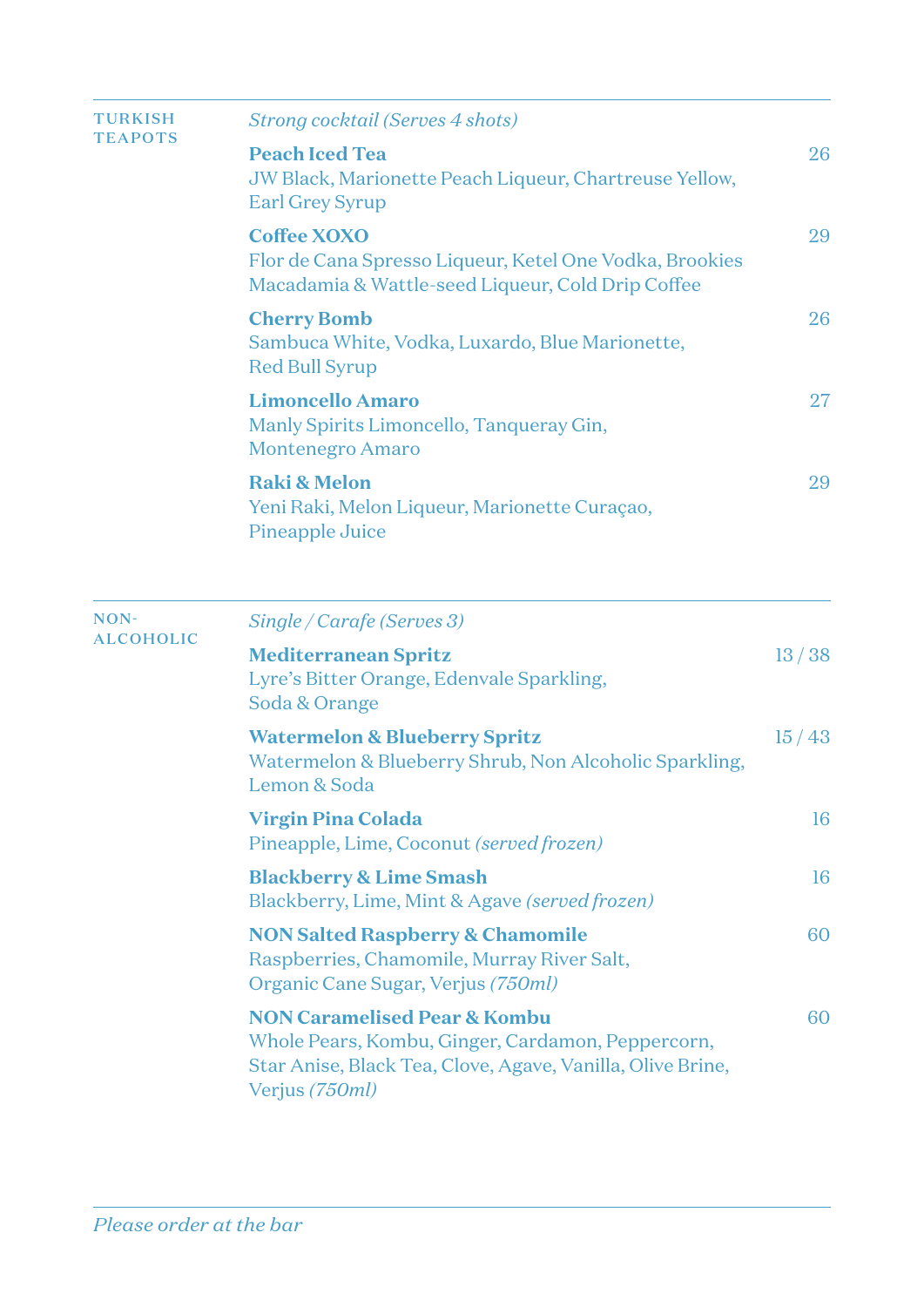## TURKISH TEAPOTS

*Strong cocktail (Serves 4 shots)*

**Peach Iced Tea** — 26
JW Black, Marionette Peach Liqueur, Chartreuse Yellow, Earl Grey Syrup

**Coffee XOXO** — 29
Flor de Cana Spresso Liqueur, Ketel One Vodka, Brookies Macadamia & Wattle-seed Liqueur, Cold Drip Coffee

**Cherry Bomb** — 26
Sambuca White, Vodka, Luxardo, Blue Marionette, Red Bull Syrup

**Limoncello Amaro** — 27
Manly Spirits Limoncello, Tanqueray Gin, Montenegro Amaro

**Raki & Melon** — 29
Yeni Raki, Melon Liqueur, Marionette Curaçao, Pineapple Juice

## NON-ALCOHOLIC

*Single / Carafe (Serves 3)*

**Mediterranean Spritz** — 13 / 38
Lyre's Bitter Orange, Edenvale Sparkling, Soda & Orange

**Watermelon & Blueberry Spritz** — 15 / 43
Watermelon & Blueberry Shrub, Non Alcoholic Sparkling, Lemon & Soda

**Virgin Pina Colada** — 16
Pineapple, Lime, Coconut *(served frozen)*

**Blackberry & Lime Smash** — 16
Blackberry, Lime, Mint & Agave *(served frozen)*

**NON Salted Raspberry & Chamomile** — 60
Raspberries, Chamomile, Murray River Salt, Organic Cane Sugar, Verjus *(750ml)*

**NON Caramelised Pear & Kombu** — 60
Whole Pears, Kombu, Ginger, Cardamon, Peppercorn, Star Anise, Black Tea, Clove, Agave, Vanilla, Olive Brine, Verjus *(750ml)*

*Please order at the bar*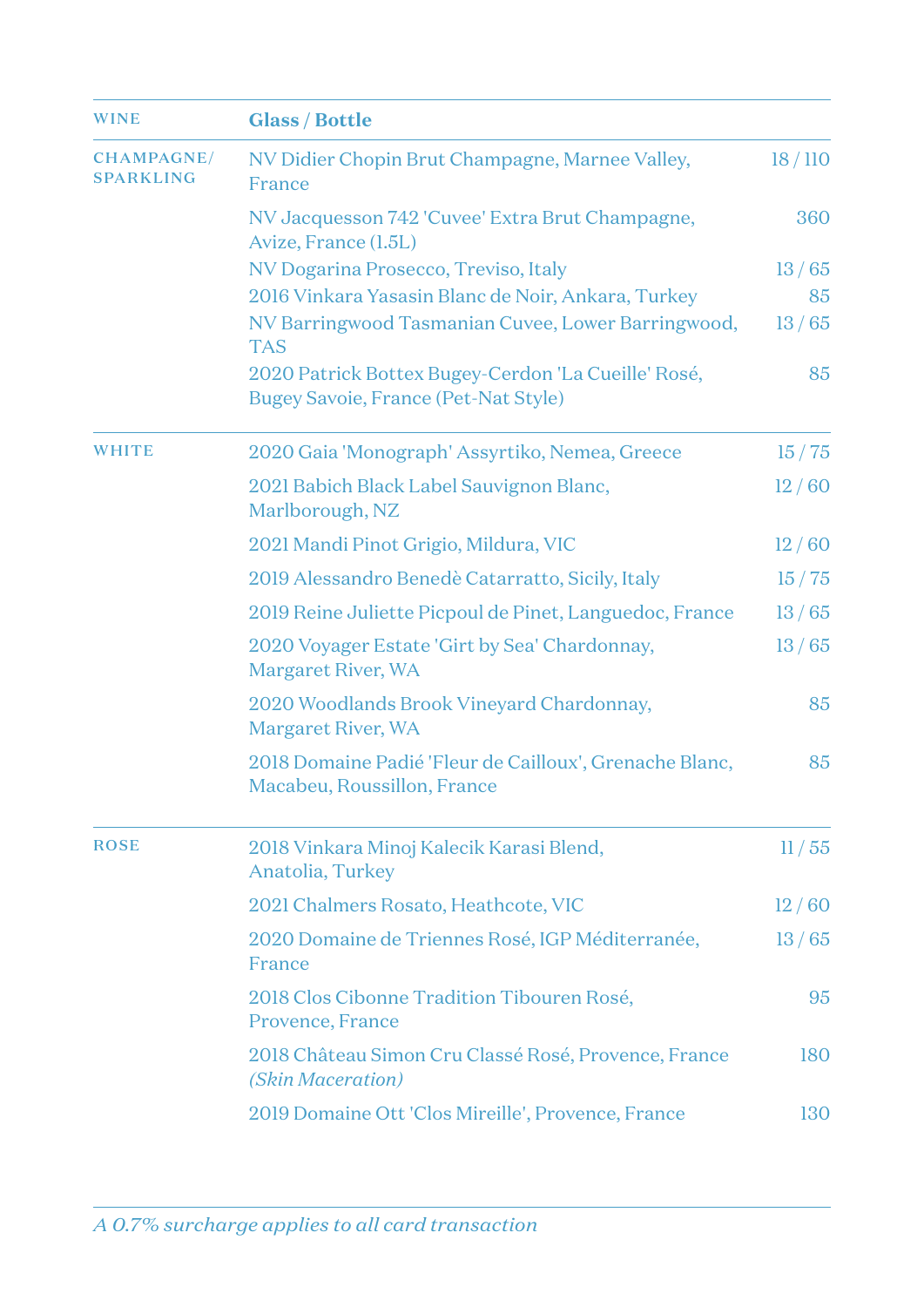| WINE | Glass / Bottle | |
|---|---|---|
| CHAMPAGNE/ SPARKLING | NV Didier Chopin Brut Champagne, Marnee Valley, France | 18 / 110 |
| | NV Jacquesson 742 'Cuvee' Extra Brut Champagne, Avize, France (1.5L) | 360 |
| | NV Dogarina Prosecco, Treviso, Italy | 13 / 65 |
| | 2016 Vinkara Yasasin Blanc de Noir, Ankara, Turkey | 85 |
| | NV Barringwood Tasmanian Cuvee, Lower Barringwood, TAS | 13 / 65 |
| | 2020 Patrick Bottex Bugey-Cerdon 'La Cueille' Rosé, Bugey Savoie, France (Pet-Nat Style) | 85 |
| WHITE | 2020 Gaia 'Monograph' Assyrtiko, Nemea, Greece | 15 / 75 |
| | 2021 Babich Black Label Sauvignon Blanc, Marlborough, NZ | 12 / 60 |
| | 2021 Mandi Pinot Grigio, Mildura, VIC | 12 / 60 |
| | 2019 Alessandro Benedè Catarratto, Sicily, Italy | 15 / 75 |
| | 2019 Reine Juliette Picpoul de Pinet, Languedoc, France | 13 / 65 |
| | 2020 Voyager Estate 'Girt by Sea' Chardonnay, Margaret River, WA | 13 / 65 |
| | 2020 Woodlands Brook Vineyard Chardonnay, Margaret River, WA | 85 |
| | 2018 Domaine Padié 'Fleur de Cailloux', Grenache Blanc, Macabeu, Roussillon, France | 85 |
| ROSE | 2018 Vinkara Minoj Kalecik Karasi Blend, Anatolia, Turkey | 11 / 55 |
| | 2021 Chalmers Rosato, Heathcote, VIC | 12 / 60 |
| | 2020 Domaine de Triennes Rosé, IGP Méditerranée, France | 13 / 65 |
| | 2018 Clos Cibonne Tradition Tibouren Rosé, Provence, France | 95 |
| | 2018 Château Simon Cru Classé Rosé, Provence, France *(Skin Maceration)* | 180 |
| | 2019 Domaine Ott 'Clos Mireille', Provence, France | 130 |

*A 0.7% surcharge applies to all card transaction*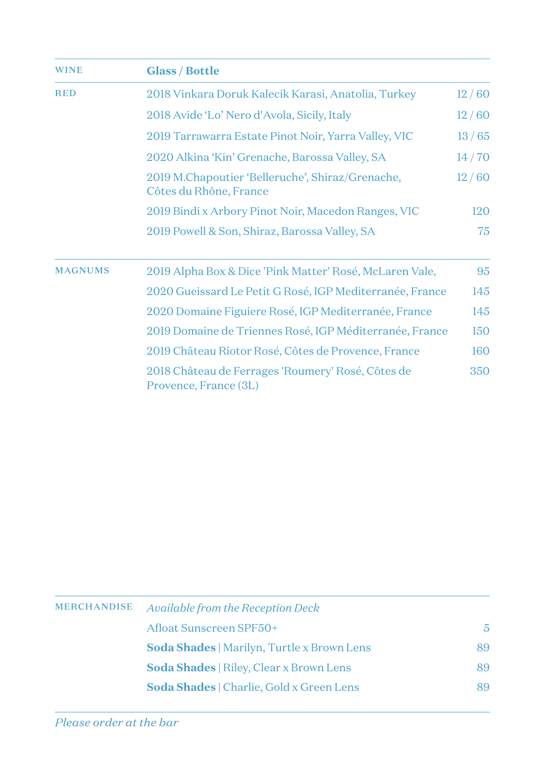| WINE | **Glass / Bottle** | |
|---|---|---|
| RED | 2018 Vinkara Doruk Kalecik Karasi, Anatolia, Turkey | 12 / 60 |
| | 2018 Avide 'Lo' Nero d'Avola, Sicily, Italy | 12 / 60 |
| | 2019 Tarrawarra Estate Pinot Noir, Yarra Valley, VIC | 13 / 65 |
| | 2020 Alkina 'Kin' Grenache, Barossa Valley, SA | 14 / 70 |
| | 2019 M.Chapoutier 'Belleruche', Shiraz/Grenache, Côtes du Rhône, France | 12 / 60 |
| | 2019 Bindi x Arbory Pinot Noir, Macedon Ranges, VIC | 120 |
| | 2019 Powell & Son, Shiraz, Barossa Valley, SA | 75 |
| MAGNUMS | 2019 Alpha Box & Dice 'Pink Matter' Rosé, McLaren Vale, | 95 |
| | 2020 Gueissard Le Petit G Rosé, IGP Mediterranée, France | 145 |
| | 2020 Domaine Figuiere Rosé, IGP Mediterranée, France | 145 |
| | 2019 Domaine de Triennes Rosé, IGP Méditerranée, France | 150 |
| | 2019 Château Riotor Rosé, Côtes de Provence, France | 160 |
| | 2018 Château de Ferrages 'Roumery' Rosé, Côtes de Provence, France (3L) | 350 |

| MERCHANDISE | *Available from the Reception Deck* | |
|---|---|---|
| | Afloat Sunscreen SPF50+ | 5 |
| | **Soda Shades** \| Marilyn, Turtle x Brown Lens | 89 |
| | **Soda Shades** \| Riley, Clear x Brown Lens | 89 |
| | **Soda Shades** \| Charlie, Gold x Green Lens | 89 |

*Please order at the bar*